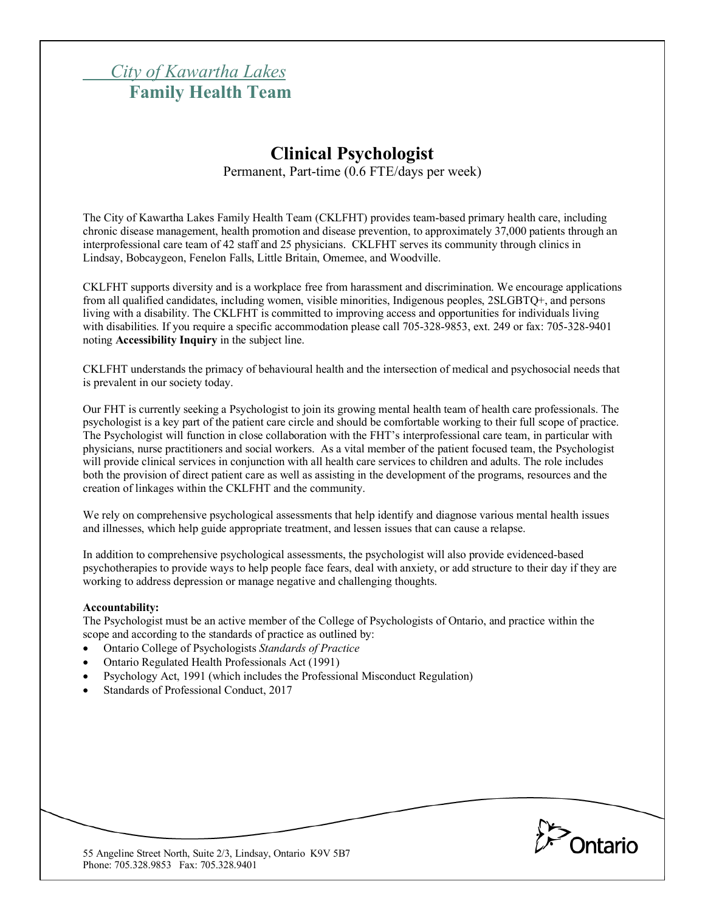*City of Kawartha Lakes*
**Family Health Team**

# Clinical Psychologist

Permanent, Part-time (0.6 FTE/days per week)

The City of Kawartha Lakes Family Health Team (CKLFHT) provides team-based primary health care, including chronic disease management, health promotion and disease prevention, to approximately 37,000 patients through an interprofessional care team of 42 staff and 25 physicians. CKLFHT serves its community through clinics in Lindsay, Bobcaygeon, Fenelon Falls, Little Britain, Omemee, and Woodville.

CKLFHT supports diversity and is a workplace free from harassment and discrimination. We encourage applications from all qualified candidates, including women, visible minorities, Indigenous peoples, 2SLGBTQ+, and persons living with a disability. The CKLFHT is committed to improving access and opportunities for individuals living with disabilities. If you require a specific accommodation please call 705-328-9853, ext. 249 or fax: 705-328-9401 noting **Accessibility Inquiry** in the subject line.

CKLFHT understands the primacy of behavioural health and the intersection of medical and psychosocial needs that is prevalent in our society today.

Our FHT is currently seeking a Psychologist to join its growing mental health team of health care professionals. The psychologist is a key part of the patient care circle and should be comfortable working to their full scope of practice. The Psychologist will function in close collaboration with the FHT's interprofessional care team, in particular with physicians, nurse practitioners and social workers. As a vital member of the patient focused team, the Psychologist will provide clinical services in conjunction with all health care services to children and adults. The role includes both the provision of direct patient care as well as assisting in the development of the programs, resources and the creation of linkages within the CKLFHT and the community.

We rely on comprehensive psychological assessments that help identify and diagnose various mental health issues and illnesses, which help guide appropriate treatment, and lessen issues that can cause a relapse.

In addition to comprehensive psychological assessments, the psychologist will also provide evidenced-based psychotherapies to provide ways to help people face fears, deal with anxiety, or add structure to their day if they are working to address depression or manage negative and challenging thoughts.

**Accountability:**

The Psychologist must be an active member of the College of Psychologists of Ontario, and practice within the scope and according to the standards of practice as outlined by:

- Ontario College of Psychologists *Standards of Practice*
- Ontario Regulated Health Professionals Act (1991)
- Psychology Act, 1991 (which includes the Professional Misconduct Regulation)
- Standards of Professional Conduct, 2017

55 Angeline Street North, Suite 2/3, Lindsay, Ontario K9V 5B7
Phone: 705.328.9853 Fax: 705.328.9401

Ontario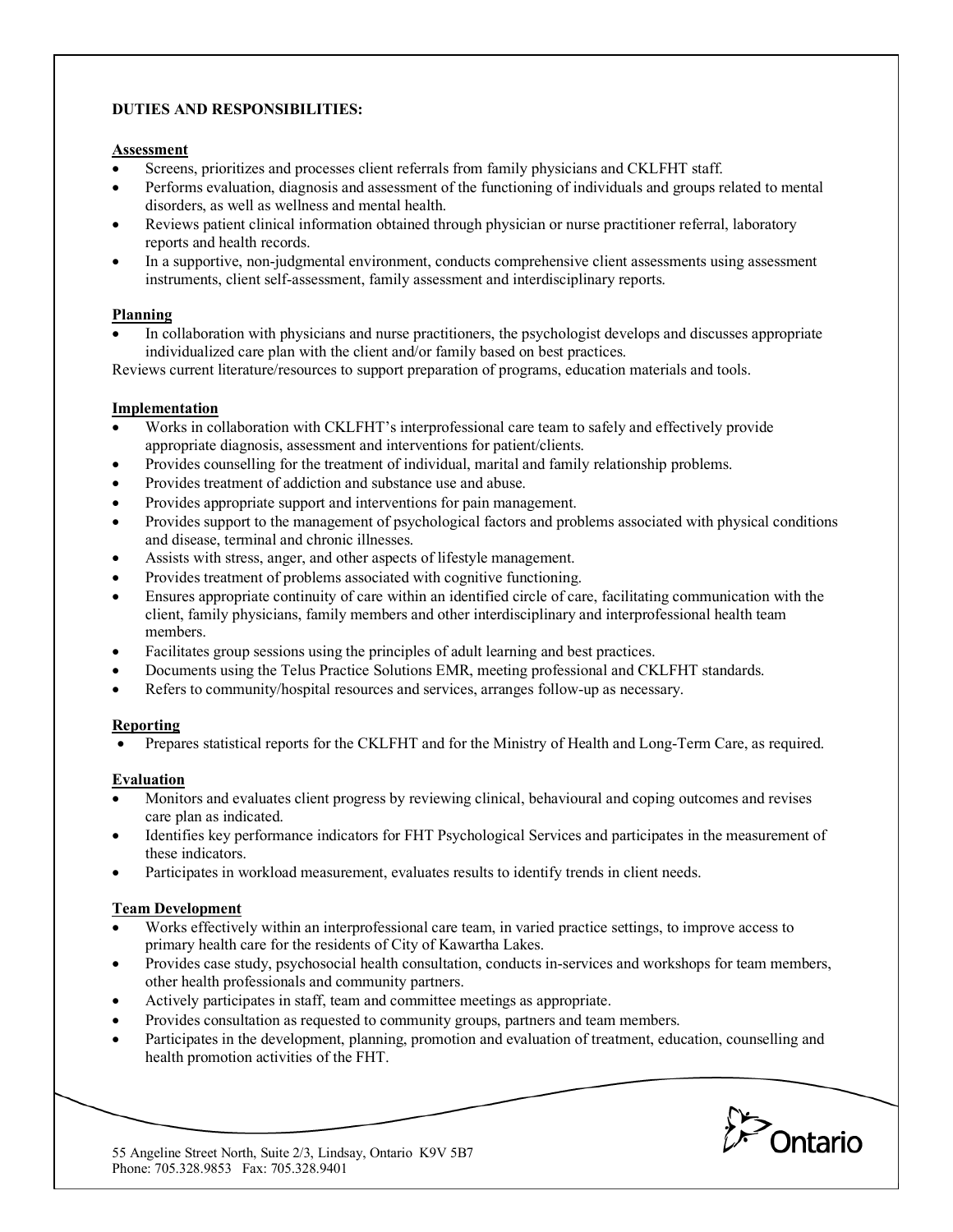**DUTIES AND RESPONSIBILITIES:**

**Assessment**

- Screens, prioritizes and processes client referrals from family physicians and CKLFHT staff.
- Performs evaluation, diagnosis and assessment of the functioning of individuals and groups related to mental disorders, as well as wellness and mental health.
- Reviews patient clinical information obtained through physician or nurse practitioner referral, laboratory reports and health records.
- In a supportive, non-judgmental environment, conducts comprehensive client assessments using assessment instruments, client self-assessment, family assessment and interdisciplinary reports.

**Planning**

- In collaboration with physicians and nurse practitioners, the psychologist develops and discusses appropriate individualized care plan with the client and/or family based on best practices.

Reviews current literature/resources to support preparation of programs, education materials and tools.

**Implementation**

- Works in collaboration with CKLFHT's interprofessional care team to safely and effectively provide appropriate diagnosis, assessment and interventions for patient/clients.
- Provides counselling for the treatment of individual, marital and family relationship problems.
- Provides treatment of addiction and substance use and abuse.
- Provides appropriate support and interventions for pain management.
- Provides support to the management of psychological factors and problems associated with physical conditions and disease, terminal and chronic illnesses.
- Assists with stress, anger, and other aspects of lifestyle management.
- Provides treatment of problems associated with cognitive functioning.
- Ensures appropriate continuity of care within an identified circle of care, facilitating communication with the client, family physicians, family members and other interdisciplinary and interprofessional health team members.
- Facilitates group sessions using the principles of adult learning and best practices.
- Documents using the Telus Practice Solutions EMR, meeting professional and CKLFHT standards.
- Refers to community/hospital resources and services, arranges follow-up as necessary.

**Reporting**

- Prepares statistical reports for the CKLFHT and for the Ministry of Health and Long-Term Care, as required.

**Evaluation**

- Monitors and evaluates client progress by reviewing clinical, behavioural and coping outcomes and revises care plan as indicated.
- Identifies key performance indicators for FHT Psychological Services and participates in the measurement of these indicators.
- Participates in workload measurement, evaluates results to identify trends in client needs.

**Team Development**

- Works effectively within an interprofessional care team, in varied practice settings, to improve access to primary health care for the residents of City of Kawartha Lakes.
- Provides case study, psychosocial health consultation, conducts in-services and workshops for team members, other health professionals and community partners.
- Actively participates in staff, team and committee meetings as appropriate.
- Provides consultation as requested to community groups, partners and team members.
- Participates in the development, planning, promotion and evaluation of treatment, education, counselling and health promotion activities of the FHT.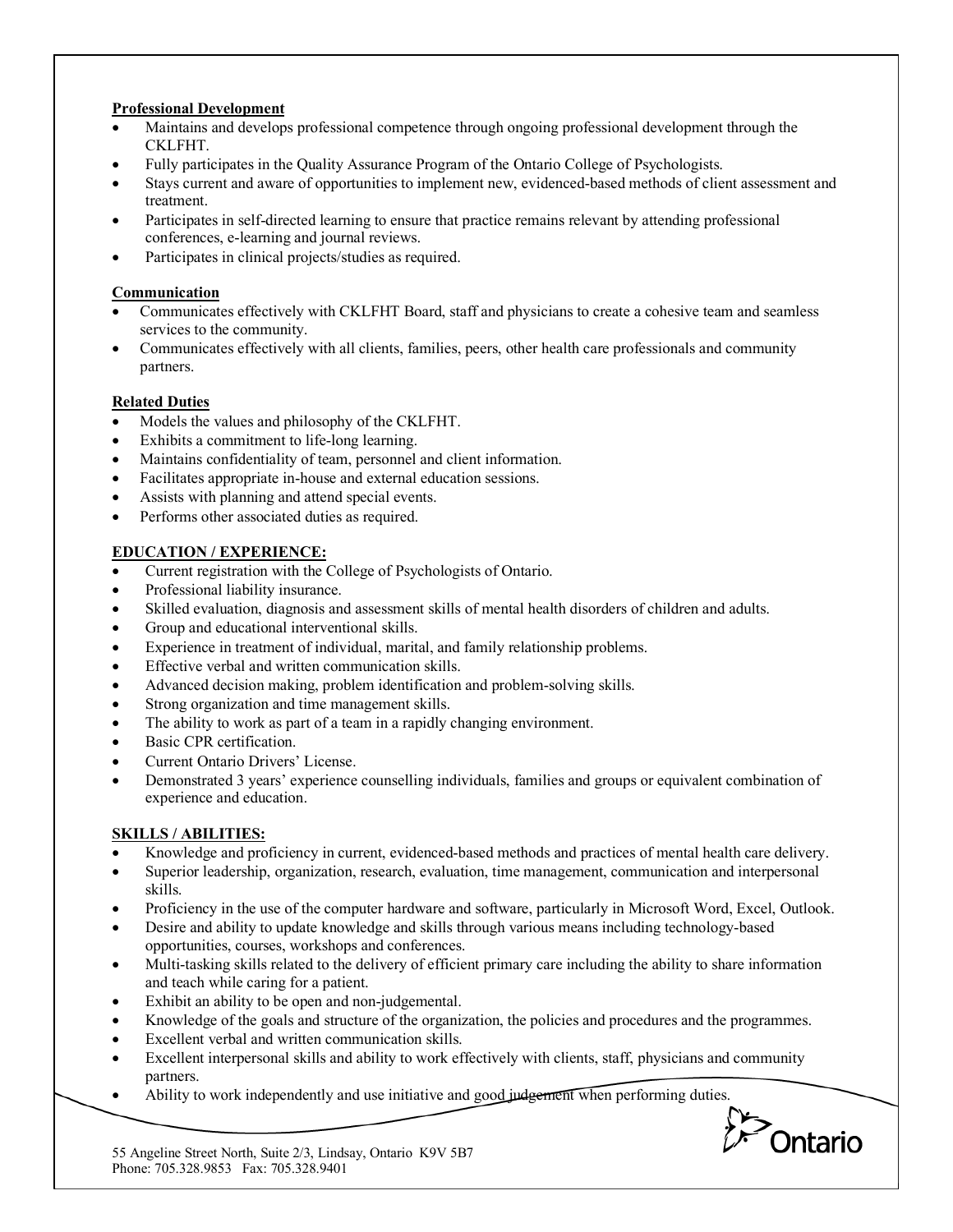**Professional Development**

- Maintains and develops professional competence through ongoing professional development through the CKLFHT.
- Fully participates in the Quality Assurance Program of the Ontario College of Psychologists.
- Stays current and aware of opportunities to implement new, evidenced-based methods of client assessment and treatment.
- Participates in self-directed learning to ensure that practice remains relevant by attending professional conferences, e-learning and journal reviews.
- Participates in clinical projects/studies as required.

**Communication**

- Communicates effectively with CKLFHT Board, staff and physicians to create a cohesive team and seamless services to the community.
- Communicates effectively with all clients, families, peers, other health care professionals and community partners.

**Related Duties**

- Models the values and philosophy of the CKLFHT.
- Exhibits a commitment to life-long learning.
- Maintains confidentiality of team, personnel and client information.
- Facilitates appropriate in-house and external education sessions.
- Assists with planning and attend special events.
- Performs other associated duties as required.

**EDUCATION / EXPERIENCE:**

- Current registration with the College of Psychologists of Ontario.
- Professional liability insurance.
- Skilled evaluation, diagnosis and assessment skills of mental health disorders of children and adults.
- Group and educational interventional skills.
- Experience in treatment of individual, marital, and family relationship problems.
- Effective verbal and written communication skills.
- Advanced decision making, problem identification and problem-solving skills.
- Strong organization and time management skills.
- The ability to work as part of a team in a rapidly changing environment.
- Basic CPR certification.
- Current Ontario Drivers' License.
- Demonstrated 3 years' experience counselling individuals, families and groups or equivalent combination of experience and education.

**SKILLS / ABILITIES:**

- Knowledge and proficiency in current, evidenced-based methods and practices of mental health care delivery.
- Superior leadership, organization, research, evaluation, time management, communication and interpersonal skills.
- Proficiency in the use of the computer hardware and software, particularly in Microsoft Word, Excel, Outlook.
- Desire and ability to update knowledge and skills through various means including technology-based opportunities, courses, workshops and conferences.
- Multi-tasking skills related to the delivery of efficient primary care including the ability to share information and teach while caring for a patient.
- Exhibit an ability to be open and non-judgemental.
- Knowledge of the goals and structure of the organization, the policies and procedures and the programmes.
- Excellent verbal and written communication skills.
- Excellent interpersonal skills and ability to work effectively with clients, staff, physicians and community partners.
- Ability to work independently and use initiative and good judgement when performing duties.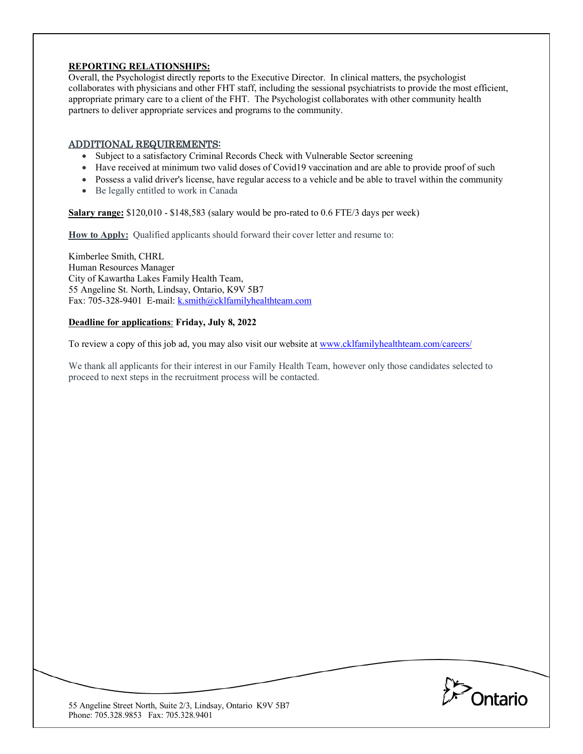**REPORTING RELATIONSHIPS:**
Overall, the Psychologist directly reports to the Executive Director. In clinical matters, the psychologist collaborates with physicians and other FHT staff, including the sessional psychiatrists to provide the most efficient, appropriate primary care to a client of the FHT. The Psychologist collaborates with other community health partners to deliver appropriate services and programs to the community.

ADDITIONAL REQUIREMENTS:

- Subject to a satisfactory Criminal Records Check with Vulnerable Sector screening
- Have received at minimum two valid doses of Covid19 vaccination and are able to provide proof of such
- Possess a valid driver's license, have regular access to a vehicle and be able to travel within the community
- Be legally entitled to work in Canada

**Salary range:** $120,010 - $148,583 (salary would be pro-rated to 0.6 FTE/3 days per week)

**How to Apply:** Qualified applicants should forward their cover letter and resume to:

Kimberlee Smith, CHRL
Human Resources Manager
City of Kawartha Lakes Family Health Team,
55 Angeline St. North, Lindsay, Ontario, K9V 5B7
Fax: 705-328-9401 E-mail: k.smith@cklfamilyhealthteam.com

**Deadline for applications**: **Friday, July 8, 2022**

To review a copy of this job ad, you may also visit our website at www.cklfamilyhealthteam.com/careers/

We thank all applicants for their interest in our Family Health Team, however only those candidates selected to proceed to next steps in the recruitment process will be contacted.